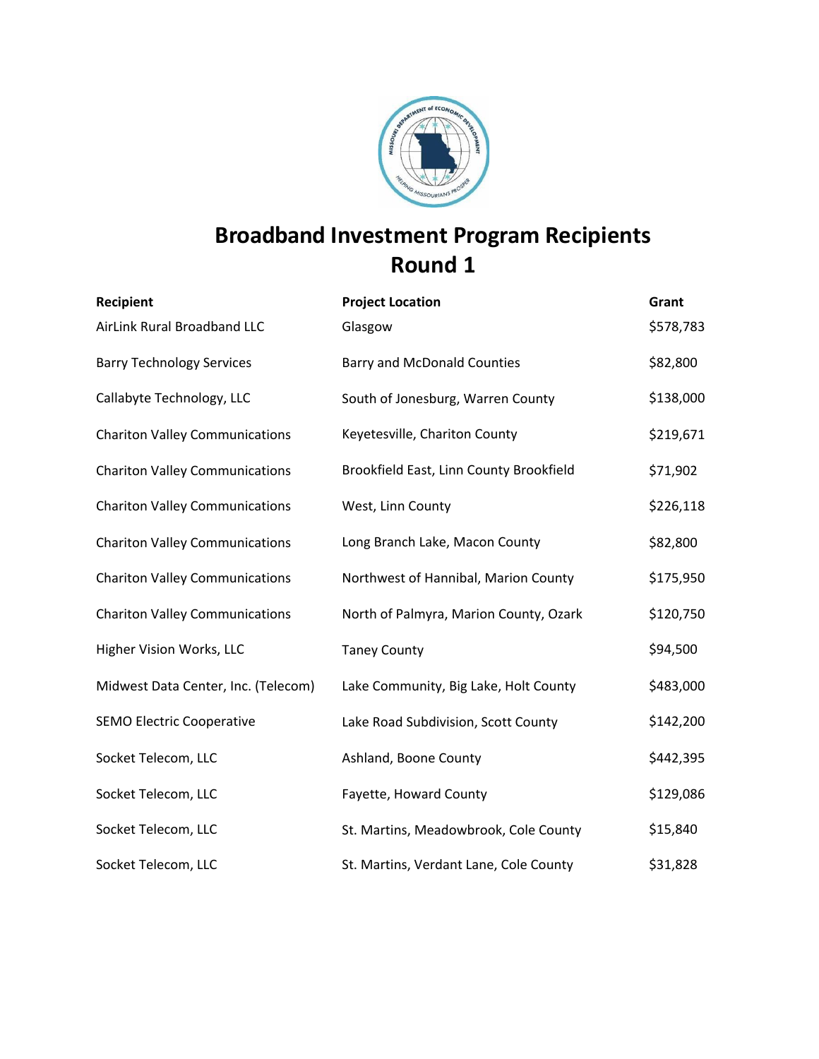# Broadband Investment Program Recipients
# Round 1

| Recipient | Project Location | Grant |
|---|---|---|
| AirLink Rural Broadband LLC | Glasgow | $578,783 |
| Barry Technology Services | Barry and McDonald Counties | $82,800 |
| Callabyte Technology, LLC | South of Jonesburg, Warren County | $138,000 |
| Chariton Valley Communications | Keyetesville, Chariton County | $219,671 |
| Chariton Valley Communications | Brookfield East, Linn County Brookfield | $71,902 |
| Chariton Valley Communications | West, Linn County | $226,118 |
| Chariton Valley Communications | Long Branch Lake, Macon County | $82,800 |
| Chariton Valley Communications | Northwest of Hannibal, Marion County | $175,950 |
| Chariton Valley Communications | North of Palmyra, Marion County, Ozark | $120,750 |
| Higher Vision Works, LLC | Taney County | $94,500 |
| Midwest Data Center, Inc. (Telecom) | Lake Community, Big Lake, Holt County | $483,000 |
| SEMO Electric Cooperative | Lake Road Subdivision, Scott County | $142,200 |
| Socket Telecom, LLC | Ashland, Boone County | $442,395 |
| Socket Telecom, LLC | Fayette, Howard County | $129,086 |
| Socket Telecom, LLC | St. Martins, Meadowbrook, Cole County | $15,840 |
| Socket Telecom, LLC | St. Martins, Verdant Lane, Cole County | $31,828 |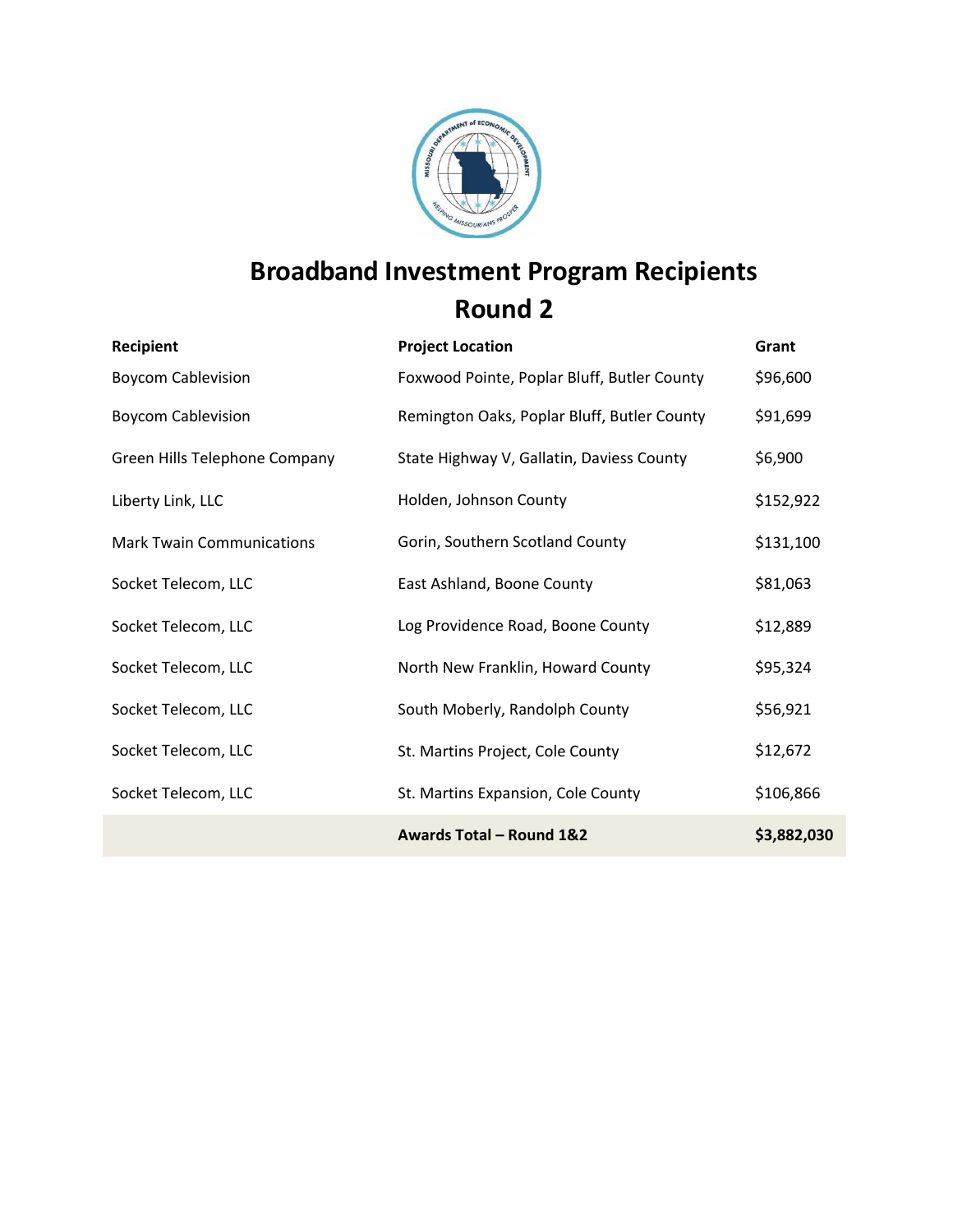# Broadband Investment Program Recipients
## Round 2

| Recipient | Project Location | Grant |
|---|---|---|
| Boycom Cablevision | Foxwood Pointe, Poplar Bluff, Butler County | $96,600 |
| Boycom Cablevision | Remington Oaks, Poplar Bluff, Butler County | $91,699 |
| Green Hills Telephone Company | State Highway V, Gallatin, Daviess County | $6,900 |
| Liberty Link, LLC | Holden, Johnson County | $152,922 |
| Mark Twain Communications | Gorin, Southern Scotland County | $131,100 |
| Socket Telecom, LLC | East Ashland, Boone County | $81,063 |
| Socket Telecom, LLC | Log Providence Road, Boone County | $12,889 |
| Socket Telecom, LLC | North New Franklin, Howard County | $95,324 |
| Socket Telecom, LLC | South Moberly, Randolph County | $56,921 |
| Socket Telecom, LLC | St. Martins Project, Cole County | $12,672 |
| Socket Telecom, LLC | St. Martins Expansion, Cole County | $106,866 |
| | **Awards Total – Round 1&2** | **$3,882,030** |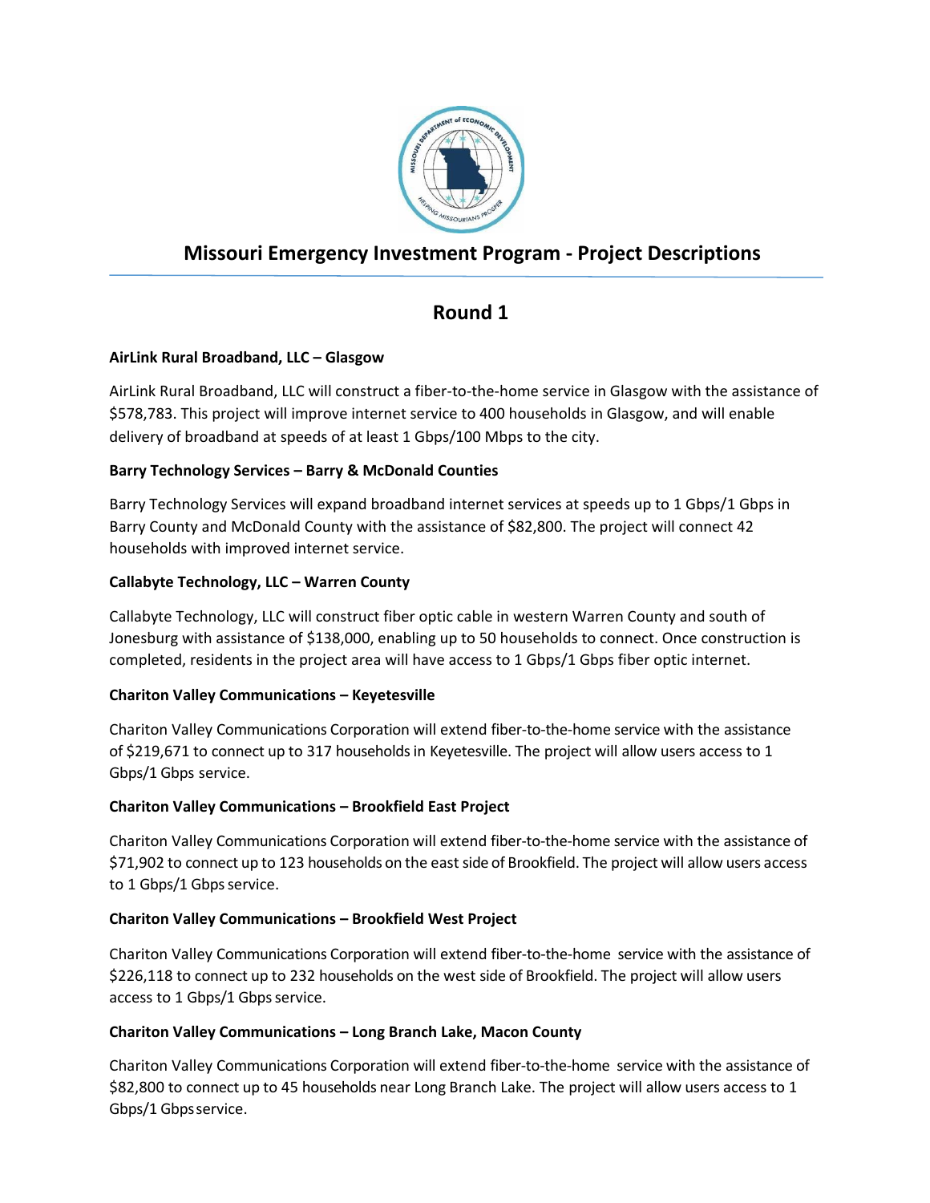# Missouri Emergency Investment Program - Project Descriptions

## Round 1

**AirLink Rural Broadband, LLC – Glasgow**

AirLink Rural Broadband, LLC will construct a fiber-to-the-home service in Glasgow with the assistance of $578,783. This project will improve internet service to 400 households in Glasgow, and will enable delivery of broadband at speeds of at least 1 Gbps/100 Mbps to the city.

**Barry Technology Services – Barry & McDonald Counties**

Barry Technology Services will expand broadband internet services at speeds up to 1 Gbps/1 Gbps in Barry County and McDonald County with the assistance of $82,800. The project will connect 42 households with improved internet service.

**Callabyte Technology, LLC – Warren County**

Callabyte Technology, LLC will construct fiber optic cable in western Warren County and south of Jonesburg with assistance of $138,000, enabling up to 50 households to connect. Once construction is completed, residents in the project area will have access to 1 Gbps/1 Gbps fiber optic internet.

**Chariton Valley Communications – Keyetesville**

Chariton Valley Communications Corporation will extend fiber-to-the-home service with the assistance of $219,671 to connect up to 317 households in Keyetesville. The project will allow users access to 1 Gbps/1 Gbps service.

**Chariton Valley Communications – Brookfield East Project**

Chariton Valley Communications Corporation will extend fiber-to-the-home service with the assistance of $71,902 to connect up to 123 households on the east side of Brookfield. The project will allow users access to 1 Gbps/1 Gbps service.

**Chariton Valley Communications – Brookfield West Project**

Chariton Valley Communications Corporation will extend fiber-to-the-home service with the assistance of $226,118 to connect up to 232 households on the west side of Brookfield. The project will allow users access to 1 Gbps/1 Gbps service.

**Chariton Valley Communications – Long Branch Lake, Macon County**

Chariton Valley Communications Corporation will extend fiber-to-the-home service with the assistance of $82,800 to connect up to 45 households near Long Branch Lake. The project will allow users access to 1 Gbps/1 Gbps service.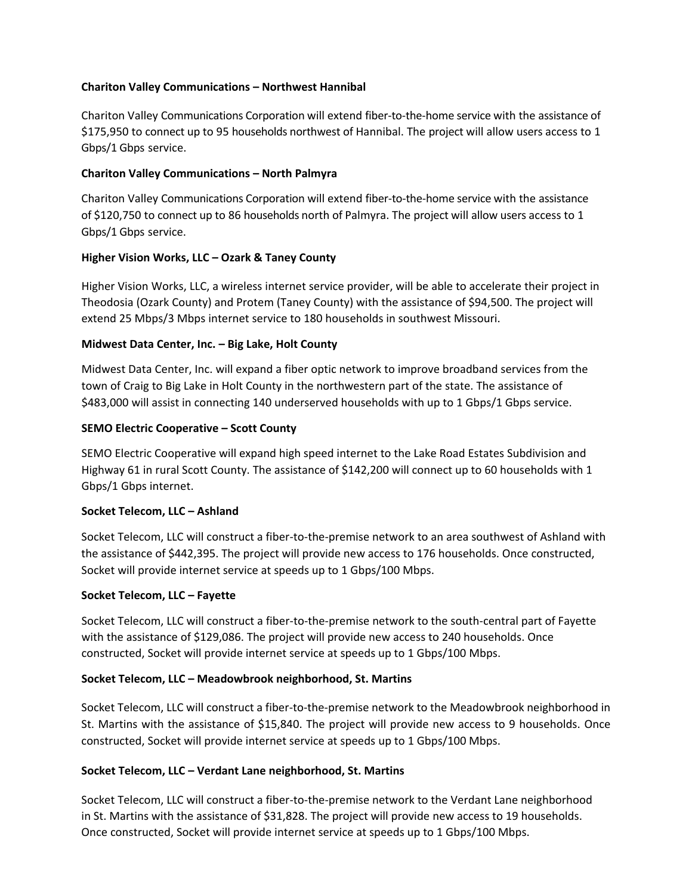**Chariton Valley Communications – Northwest Hannibal**

Chariton Valley Communications Corporation will extend fiber-to-the-home service with the assistance of $175,950 to connect up to 95 households northwest of Hannibal. The project will allow users access to 1 Gbps/1 Gbps service.

**Chariton Valley Communications – North Palmyra**

Chariton Valley Communications Corporation will extend fiber-to-the-home service with the assistance of $120,750 to connect up to 86 households north of Palmyra. The project will allow users access to 1 Gbps/1 Gbps service.

**Higher Vision Works, LLC – Ozark & Taney County**

Higher Vision Works, LLC, a wireless internet service provider, will be able to accelerate their project in Theodosia (Ozark County) and Protem (Taney County) with the assistance of $94,500. The project will extend 25 Mbps/3 Mbps internet service to 180 households in southwest Missouri.

**Midwest Data Center, Inc. – Big Lake, Holt County**

Midwest Data Center, Inc. will expand a fiber optic network to improve broadband services from the town of Craig to Big Lake in Holt County in the northwestern part of the state. The assistance of $483,000 will assist in connecting 140 underserved households with up to 1 Gbps/1 Gbps service.

**SEMO Electric Cooperative – Scott County**

SEMO Electric Cooperative will expand high speed internet to the Lake Road Estates Subdivision and Highway 61 in rural Scott County. The assistance of $142,200 will connect up to 60 households with 1 Gbps/1 Gbps internet.

**Socket Telecom, LLC – Ashland**

Socket Telecom, LLC will construct a fiber-to-the-premise network to an area southwest of Ashland with the assistance of $442,395. The project will provide new access to 176 households. Once constructed, Socket will provide internet service at speeds up to 1 Gbps/100 Mbps.

**Socket Telecom, LLC – Fayette**

Socket Telecom, LLC will construct a fiber-to-the-premise network to the south-central part of Fayette with the assistance of $129,086. The project will provide new access to 240 households. Once constructed, Socket will provide internet service at speeds up to 1 Gbps/100 Mbps.

**Socket Telecom, LLC – Meadowbrook neighborhood, St. Martins**

Socket Telecom, LLC will construct a fiber-to-the-premise network to the Meadowbrook neighborhood in St. Martins with the assistance of $15,840. The project will provide new access to 9 households. Once constructed, Socket will provide internet service at speeds up to 1 Gbps/100 Mbps.

**Socket Telecom, LLC – Verdant Lane neighborhood, St. Martins**

Socket Telecom, LLC will construct a fiber-to-the-premise network to the Verdant Lane neighborhood in St. Martins with the assistance of $31,828. The project will provide new access to 19 households. Once constructed, Socket will provide internet service at speeds up to 1 Gbps/100 Mbps.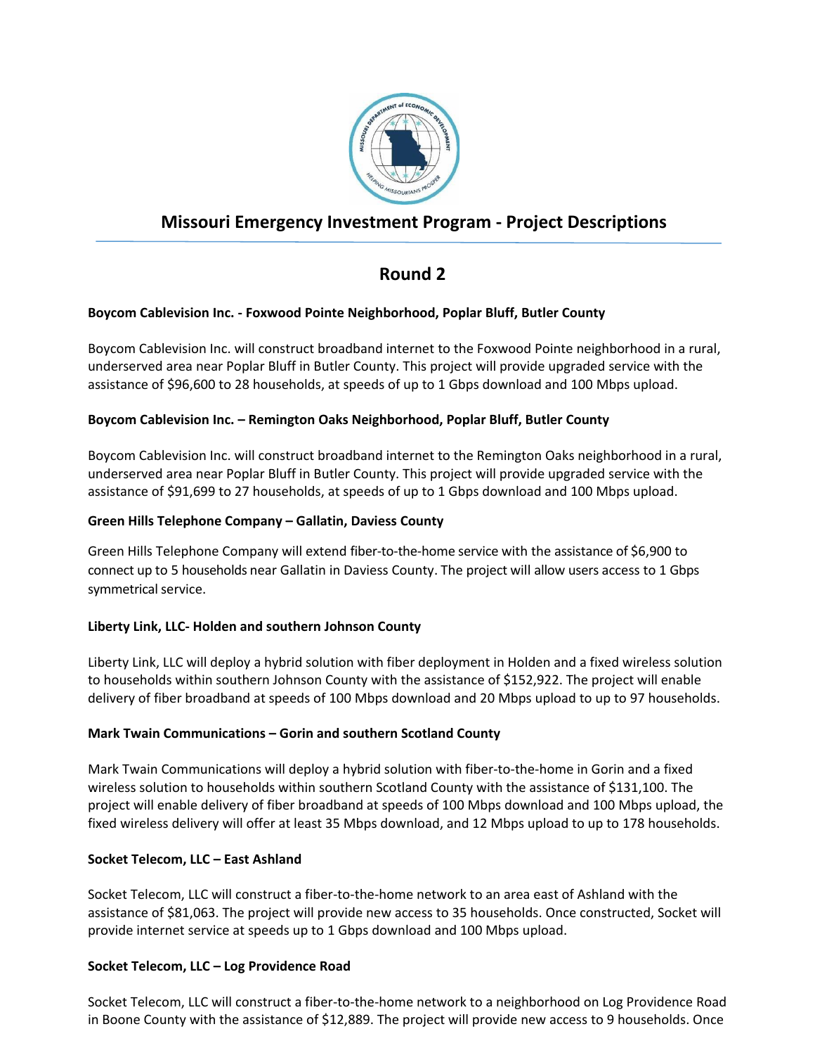# Missouri Emergency Investment Program - Project Descriptions

## Round 2

**Boycom Cablevision Inc. - Foxwood Pointe Neighborhood, Poplar Bluff, Butler County**

Boycom Cablevision Inc. will construct broadband internet to the Foxwood Pointe neighborhood in a rural, underserved area near Poplar Bluff in Butler County. This project will provide upgraded service with the assistance of $96,600 to 28 households, at speeds of up to 1 Gbps download and 100 Mbps upload.

**Boycom Cablevision Inc. – Remington Oaks Neighborhood, Poplar Bluff, Butler County**

Boycom Cablevision Inc. will construct broadband internet to the Remington Oaks neighborhood in a rural, underserved area near Poplar Bluff in Butler County. This project will provide upgraded service with the assistance of $91,699 to 27 households, at speeds of up to 1 Gbps download and 100 Mbps upload.

**Green Hills Telephone Company – Gallatin, Daviess County**

Green Hills Telephone Company will extend fiber-to-the-home service with the assistance of $6,900 to connect up to 5 households near Gallatin in Daviess County. The project will allow users access to 1 Gbps symmetrical service.

**Liberty Link, LLC- Holden and southern Johnson County**

Liberty Link, LLC will deploy a hybrid solution with fiber deployment in Holden and a fixed wireless solution to households within southern Johnson County with the assistance of $152,922. The project will enable delivery of fiber broadband at speeds of 100 Mbps download and 20 Mbps upload to up to 97 households.

**Mark Twain Communications – Gorin and southern Scotland County**

Mark Twain Communications will deploy a hybrid solution with fiber-to-the-home in Gorin and a fixed wireless solution to households within southern Scotland County with the assistance of $131,100. The project will enable delivery of fiber broadband at speeds of 100 Mbps download and 100 Mbps upload, the fixed wireless delivery will offer at least 35 Mbps download, and 12 Mbps upload to up to 178 households.

**Socket Telecom, LLC – East Ashland**

Socket Telecom, LLC will construct a fiber-to-the-home network to an area east of Ashland with the assistance of $81,063. The project will provide new access to 35 households. Once constructed, Socket will provide internet service at speeds up to 1 Gbps download and 100 Mbps upload.

**Socket Telecom, LLC – Log Providence Road**

Socket Telecom, LLC will construct a fiber-to-the-home network to a neighborhood on Log Providence Road in Boone County with the assistance of $12,889. The project will provide new access to 9 households. Once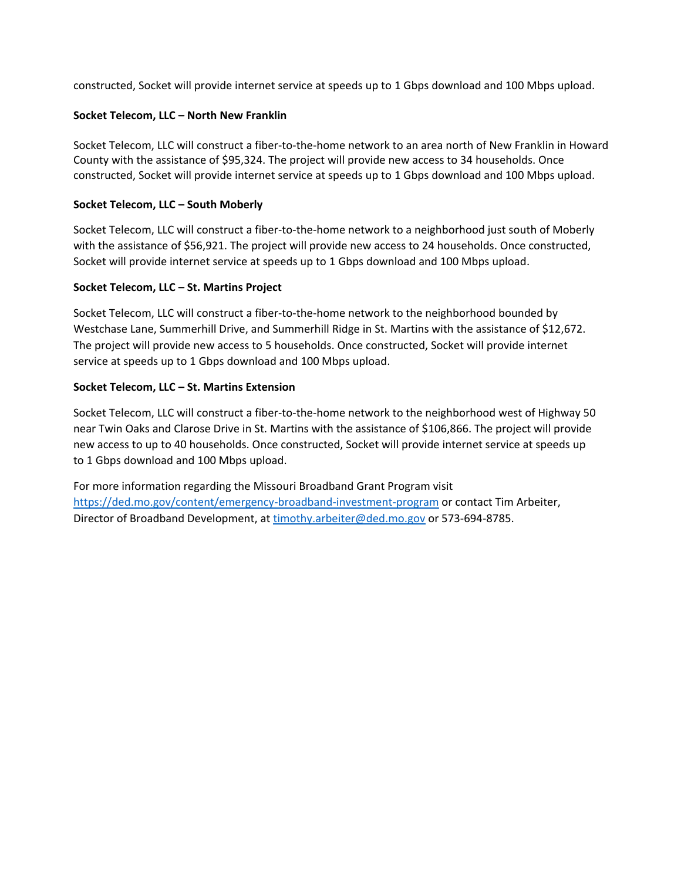constructed, Socket will provide internet service at speeds up to 1 Gbps download and 100 Mbps upload.

**Socket Telecom, LLC – North New Franklin**

Socket Telecom, LLC will construct a fiber-to-the-home network to an area north of New Franklin in Howard County with the assistance of $95,324. The project will provide new access to 34 households. Once constructed, Socket will provide internet service at speeds up to 1 Gbps download and 100 Mbps upload.

**Socket Telecom, LLC – South Moberly**

Socket Telecom, LLC will construct a fiber-to-the-home network to a neighborhood just south of Moberly with the assistance of $56,921. The project will provide new access to 24 households. Once constructed, Socket will provide internet service at speeds up to 1 Gbps download and 100 Mbps upload.

**Socket Telecom, LLC – St. Martins Project**

Socket Telecom, LLC will construct a fiber-to-the-home network to the neighborhood bounded by Westchase Lane, Summerhill Drive, and Summerhill Ridge in St. Martins with the assistance of $12,672. The project will provide new access to 5 households. Once constructed, Socket will provide internet service at speeds up to 1 Gbps download and 100 Mbps upload.

**Socket Telecom, LLC – St. Martins Extension**

Socket Telecom, LLC will construct a fiber-to-the-home network to the neighborhood west of Highway 50 near Twin Oaks and Clarose Drive in St. Martins with the assistance of $106,866. The project will provide new access to up to 40 households. Once constructed, Socket will provide internet service at speeds up to 1 Gbps download and 100 Mbps upload.

For more information regarding the Missouri Broadband Grant Program visit https://ded.mo.gov/content/emergency-broadband-investment-program or contact Tim Arbeiter, Director of Broadband Development, at timothy.arbeiter@ded.mo.gov or 573-694-8785.